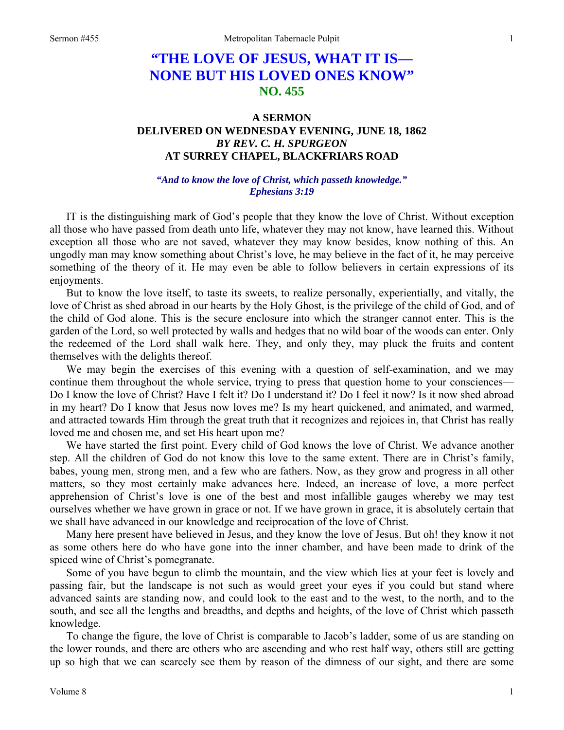# "THE LOVE OF JESUS, WHAT IT IS— NONE BUT HIS LOVED ONES KNOW"
## NO. 455

### A SERMON
### DELIVERED ON WEDNESDAY EVENING, JUNE 18, 1862
### *BY REV. C. H. SPURGEON*
### AT SURREY CHAPEL, BLACKFRIARS ROAD

***"And to know the love of Christ, which passeth knowledge." Ephesians 3:19***

IT is the distinguishing mark of God's people that they know the love of Christ. Without exception all those who have passed from death unto life, whatever they may not know, have learned this. Without exception all those who are not saved, whatever they may know besides, know nothing of this. An ungodly man may know something about Christ's love, he may believe in the fact of it, he may perceive something of the theory of it. He may even be able to follow believers in certain expressions of its enjoyments.

But to know the love itself, to taste its sweets, to realize personally, experientially, and vitally, the love of Christ as shed abroad in our hearts by the Holy Ghost, is the privilege of the child of God, and of the child of God alone. This is the secure enclosure into which the stranger cannot enter. This is the garden of the Lord, so well protected by walls and hedges that no wild boar of the woods can enter. Only the redeemed of the Lord shall walk here. They, and only they, may pluck the fruits and content themselves with the delights thereof.

We may begin the exercises of this evening with a question of self-examination, and we may continue them throughout the whole service, trying to press that question home to your consciences—Do I know the love of Christ? Have I felt it? Do I understand it? Do I feel it now? Is it now shed abroad in my heart? Do I know that Jesus now loves me? Is my heart quickened, and animated, and warmed, and attracted towards Him through the great truth that it recognizes and rejoices in, that Christ has really loved me and chosen me, and set His heart upon me?

We have started the first point. Every child of God knows the love of Christ. We advance another step. All the children of God do not know this love to the same extent. There are in Christ's family, babes, young men, strong men, and a few who are fathers. Now, as they grow and progress in all other matters, so they most certainly make advances here. Indeed, an increase of love, a more perfect apprehension of Christ's love is one of the best and most infallible gauges whereby we may test ourselves whether we have grown in grace or not. If we have grown in grace, it is absolutely certain that we shall have advanced in our knowledge and reciprocation of the love of Christ.

Many here present have believed in Jesus, and they know the love of Jesus. But oh! they know it not as some others here do who have gone into the inner chamber, and have been made to drink of the spiced wine of Christ's pomegranate.

Some of you have begun to climb the mountain, and the view which lies at your feet is lovely and passing fair, but the landscape is not such as would greet your eyes if you could but stand where advanced saints are standing now, and could look to the east and to the west, to the north, and to the south, and see all the lengths and breadths, and depths and heights, of the love of Christ which passeth knowledge.

To change the figure, the love of Christ is comparable to Jacob's ladder, some of us are standing on the lower rounds, and there are others who are ascending and who rest half way, others still are getting up so high that we can scarcely see them by reason of the dimness of our sight, and there are some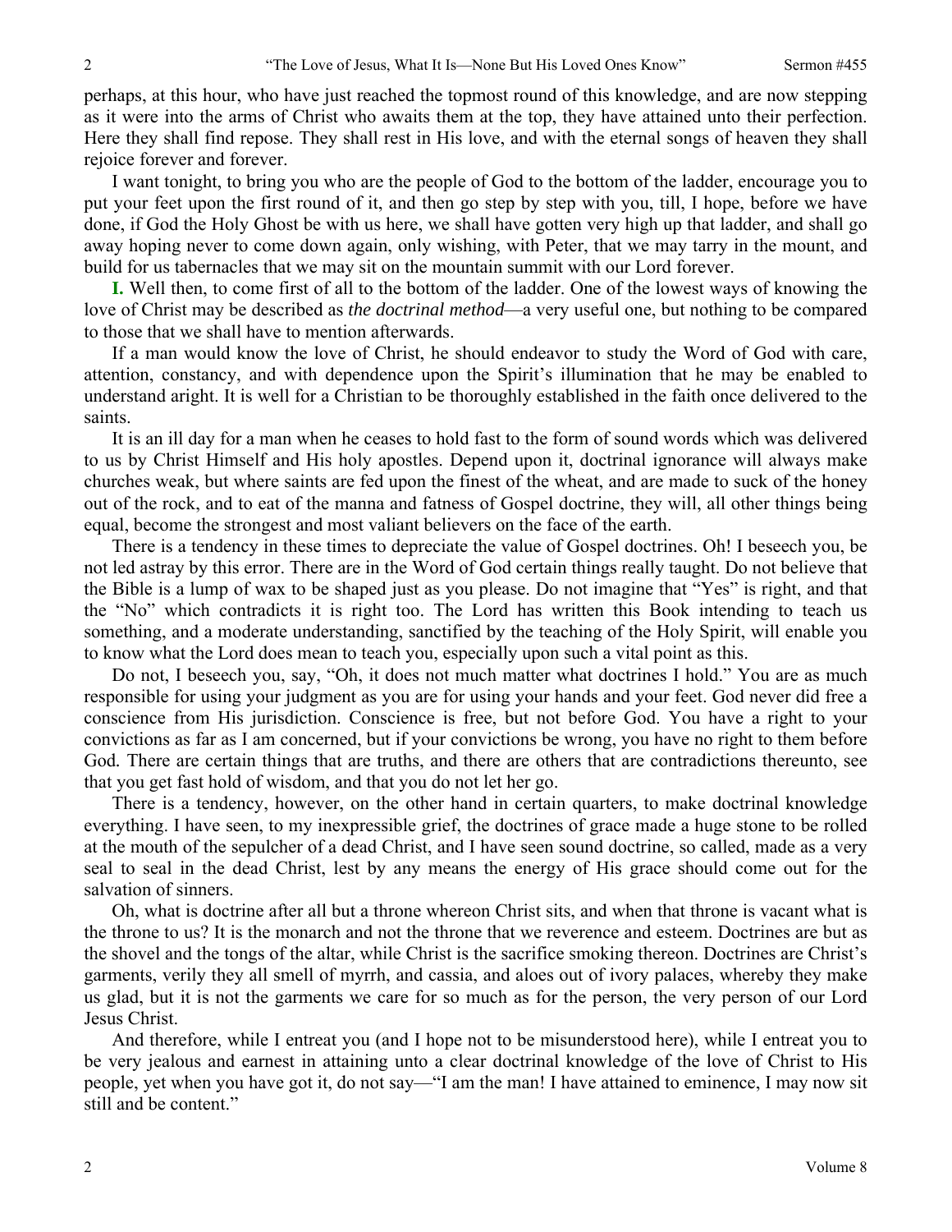perhaps, at this hour, who have just reached the topmost round of this knowledge, and are now stepping as it were into the arms of Christ who awaits them at the top, they have attained unto their perfection. Here they shall find repose. They shall rest in His love, and with the eternal songs of heaven they shall rejoice forever and forever.

I want tonight, to bring you who are the people of God to the bottom of the ladder, encourage you to put your feet upon the first round of it, and then go step by step with you, till, I hope, before we have done, if God the Holy Ghost be with us here, we shall have gotten very high up that ladder, and shall go away hoping never to come down again, only wishing, with Peter, that we may tarry in the mount, and build for us tabernacles that we may sit on the mountain summit with our Lord forever.

**I.** Well then, to come first of all to the bottom of the ladder. One of the lowest ways of knowing the love of Christ may be described as *the doctrinal method*—a very useful one, but nothing to be compared to those that we shall have to mention afterwards.

If a man would know the love of Christ, he should endeavor to study the Word of God with care, attention, constancy, and with dependence upon the Spirit's illumination that he may be enabled to understand aright. It is well for a Christian to be thoroughly established in the faith once delivered to the saints.

It is an ill day for a man when he ceases to hold fast to the form of sound words which was delivered to us by Christ Himself and His holy apostles. Depend upon it, doctrinal ignorance will always make churches weak, but where saints are fed upon the finest of the wheat, and are made to suck of the honey out of the rock, and to eat of the manna and fatness of Gospel doctrine, they will, all other things being equal, become the strongest and most valiant believers on the face of the earth.

There is a tendency in these times to depreciate the value of Gospel doctrines. Oh! I beseech you, be not led astray by this error. There are in the Word of God certain things really taught. Do not believe that the Bible is a lump of wax to be shaped just as you please. Do not imagine that "Yes" is right, and that the "No" which contradicts it is right too. The Lord has written this Book intending to teach us something, and a moderate understanding, sanctified by the teaching of the Holy Spirit, will enable you to know what the Lord does mean to teach you, especially upon such a vital point as this.

Do not, I beseech you, say, "Oh, it does not much matter what doctrines I hold." You are as much responsible for using your judgment as you are for using your hands and your feet. God never did free a conscience from His jurisdiction. Conscience is free, but not before God. You have a right to your convictions as far as I am concerned, but if your convictions be wrong, you have no right to them before God. There are certain things that are truths, and there are others that are contradictions thereunto, see that you get fast hold of wisdom, and that you do not let her go.

There is a tendency, however, on the other hand in certain quarters, to make doctrinal knowledge everything. I have seen, to my inexpressible grief, the doctrines of grace made a huge stone to be rolled at the mouth of the sepulcher of a dead Christ, and I have seen sound doctrine, so called, made as a very seal to seal in the dead Christ, lest by any means the energy of His grace should come out for the salvation of sinners.

Oh, what is doctrine after all but a throne whereon Christ sits, and when that throne is vacant what is the throne to us? It is the monarch and not the throne that we reverence and esteem. Doctrines are but as the shovel and the tongs of the altar, while Christ is the sacrifice smoking thereon. Doctrines are Christ's garments, verily they all smell of myrrh, and cassia, and aloes out of ivory palaces, whereby they make us glad, but it is not the garments we care for so much as for the person, the very person of our Lord Jesus Christ.

And therefore, while I entreat you (and I hope not to be misunderstood here), while I entreat you to be very jealous and earnest in attaining unto a clear doctrinal knowledge of the love of Christ to His people, yet when you have got it, do not say—"I am the man! I have attained to eminence, I may now sit still and be content."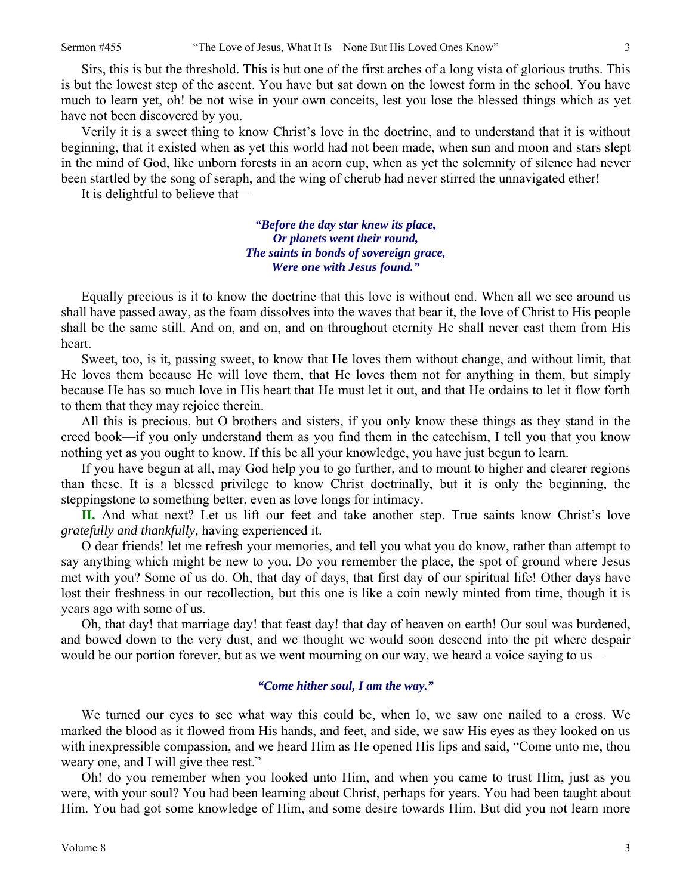Sirs, this is but the threshold. This is but one of the first arches of a long vista of glorious truths. This is but the lowest step of the ascent. You have but sat down on the lowest form in the school. You have much to learn yet, oh! be not wise in your own conceits, lest you lose the blessed things which as yet have not been discovered by you.

Verily it is a sweet thing to know Christ's love in the doctrine, and to understand that it is without beginning, that it existed when as yet this world had not been made, when sun and moon and stars slept in the mind of God, like unborn forests in an acorn cup, when as yet the solemnity of silence had never been startled by the song of seraph, and the wing of cherub had never stirred the unnavigated ether!

It is delightful to believe that—

> ***"Before the day star knew its place,***
> ***Or planets went their round,***
> ***The saints in bonds of sovereign grace,***
> ***Were one with Jesus found."***

Equally precious is it to know the doctrine that this love is without end. When all we see around us shall have passed away, as the foam dissolves into the waves that bear it, the love of Christ to His people shall be the same still. And on, and on, and on throughout eternity He shall never cast them from His heart.

Sweet, too, is it, passing sweet, to know that He loves them without change, and without limit, that He loves them because He will love them, that He loves them not for anything in them, but simply because He has so much love in His heart that He must let it out, and that He ordains to let it flow forth to them that they may rejoice therein.

All this is precious, but O brothers and sisters, if you only know these things as they stand in the creed book—if you only understand them as you find them in the catechism, I tell you that you know nothing yet as you ought to know. If this be all your knowledge, you have just begun to learn.

If you have begun at all, may God help you to go further, and to mount to higher and clearer regions than these. It is a blessed privilege to know Christ doctrinally, but it is only the beginning, the steppingstone to something better, even as love longs for intimacy.

**II.** And what next? Let us lift our feet and take another step. True saints know Christ's love *gratefully and thankfully,* having experienced it.

O dear friends! let me refresh your memories, and tell you what you do know, rather than attempt to say anything which might be new to you. Do you remember the place, the spot of ground where Jesus met with you? Some of us do. Oh, that day of days, that first day of our spiritual life! Other days have lost their freshness in our recollection, but this one is like a coin newly minted from time, though it is years ago with some of us.

Oh, that day! that marriage day! that feast day! that day of heaven on earth! Our soul was burdened, and bowed down to the very dust, and we thought we would soon descend into the pit where despair would be our portion forever, but as we went mourning on our way, we heard a voice saying to us—

> ***"Come hither soul, I am the way."***

We turned our eyes to see what way this could be, when lo, we saw one nailed to a cross. We marked the blood as it flowed from His hands, and feet, and side, we saw His eyes as they looked on us with inexpressible compassion, and we heard Him as He opened His lips and said, "Come unto me, thou weary one, and I will give thee rest."

Oh! do you remember when you looked unto Him, and when you came to trust Him, just as you were, with your soul? You had been learning about Christ, perhaps for years. You had been taught about Him. You had got some knowledge of Him, and some desire towards Him. But did you not learn more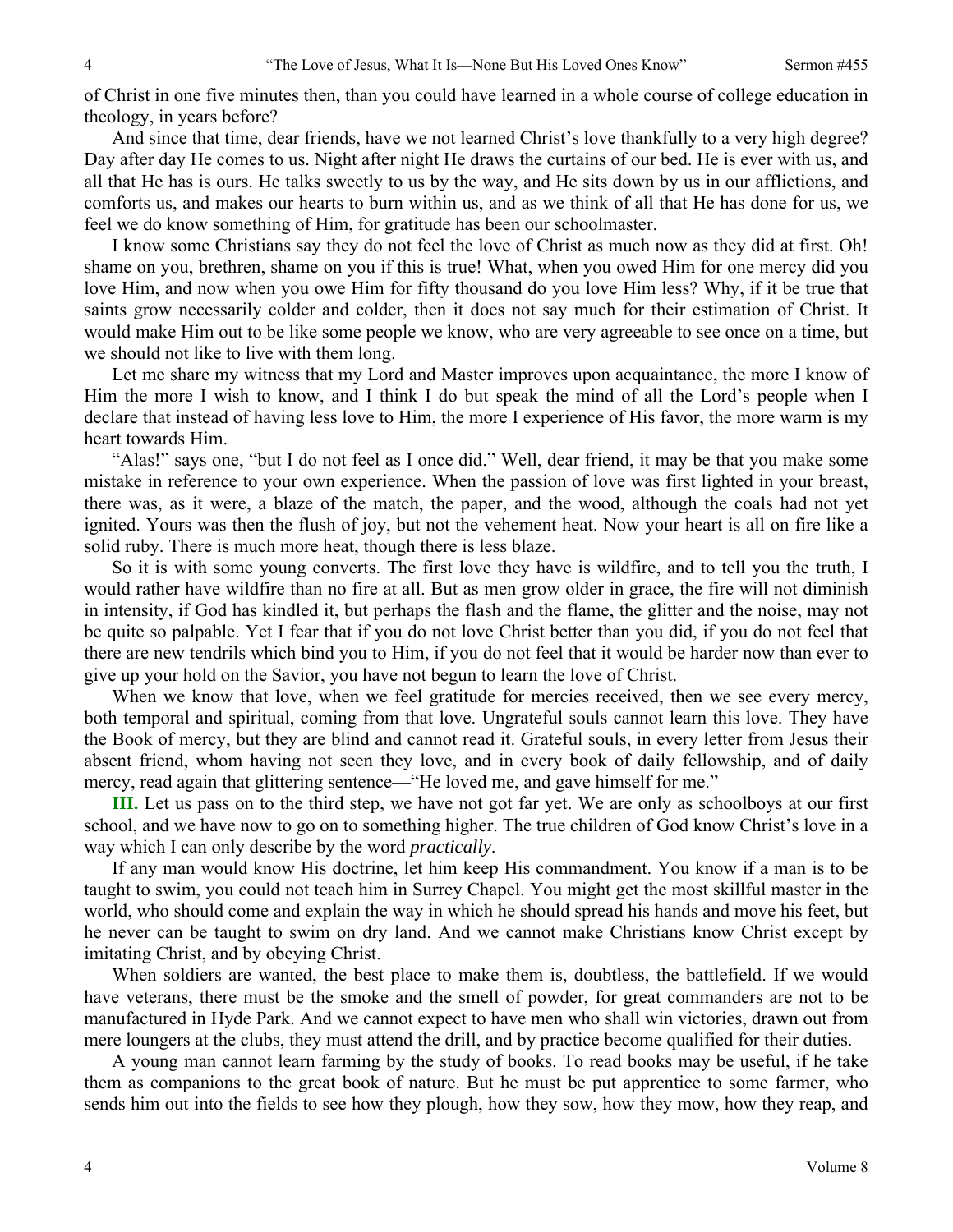of Christ in one five minutes then, than you could have learned in a whole course of college education in theology, in years before?

And since that time, dear friends, have we not learned Christ's love thankfully to a very high degree? Day after day He comes to us. Night after night He draws the curtains of our bed. He is ever with us, and all that He has is ours. He talks sweetly to us by the way, and He sits down by us in our afflictions, and comforts us, and makes our hearts to burn within us, and as we think of all that He has done for us, we feel we do know something of Him, for gratitude has been our schoolmaster.

I know some Christians say they do not feel the love of Christ as much now as they did at first. Oh! shame on you, brethren, shame on you if this is true! What, when you owed Him for one mercy did you love Him, and now when you owe Him for fifty thousand do you love Him less? Why, if it be true that saints grow necessarily colder and colder, then it does not say much for their estimation of Christ. It would make Him out to be like some people we know, who are very agreeable to see once on a time, but we should not like to live with them long.

Let me share my witness that my Lord and Master improves upon acquaintance, the more I know of Him the more I wish to know, and I think I do but speak the mind of all the Lord's people when I declare that instead of having less love to Him, the more I experience of His favor, the more warm is my heart towards Him.

"Alas!" says one, "but I do not feel as I once did." Well, dear friend, it may be that you make some mistake in reference to your own experience. When the passion of love was first lighted in your breast, there was, as it were, a blaze of the match, the paper, and the wood, although the coals had not yet ignited. Yours was then the flush of joy, but not the vehement heat. Now your heart is all on fire like a solid ruby. There is much more heat, though there is less blaze.

So it is with some young converts. The first love they have is wildfire, and to tell you the truth, I would rather have wildfire than no fire at all. But as men grow older in grace, the fire will not diminish in intensity, if God has kindled it, but perhaps the flash and the flame, the glitter and the noise, may not be quite so palpable. Yet I fear that if you do not love Christ better than you did, if you do not feel that there are new tendrils which bind you to Him, if you do not feel that it would be harder now than ever to give up your hold on the Savior, you have not begun to learn the love of Christ.

When we know that love, when we feel gratitude for mercies received, then we see every mercy, both temporal and spiritual, coming from that love. Ungrateful souls cannot learn this love. They have the Book of mercy, but they are blind and cannot read it. Grateful souls, in every letter from Jesus their absent friend, whom having not seen they love, and in every book of daily fellowship, and of daily mercy, read again that glittering sentence—"He loved me, and gave himself for me."

**III.** Let us pass on to the third step, we have not got far yet. We are only as schoolboys at our first school, and we have now to go on to something higher. The true children of God know Christ's love in a way which I can only describe by the word *practically*.

If any man would know His doctrine, let him keep His commandment. You know if a man is to be taught to swim, you could not teach him in Surrey Chapel. You might get the most skillful master in the world, who should come and explain the way in which he should spread his hands and move his feet, but he never can be taught to swim on dry land. And we cannot make Christians know Christ except by imitating Christ, and by obeying Christ.

When soldiers are wanted, the best place to make them is, doubtless, the battlefield. If we would have veterans, there must be the smoke and the smell of powder, for great commanders are not to be manufactured in Hyde Park. And we cannot expect to have men who shall win victories, drawn out from mere loungers at the clubs, they must attend the drill, and by practice become qualified for their duties.

A young man cannot learn farming by the study of books. To read books may be useful, if he take them as companions to the great book of nature. But he must be put apprentice to some farmer, who sends him out into the fields to see how they plough, how they sow, how they mow, how they reap, and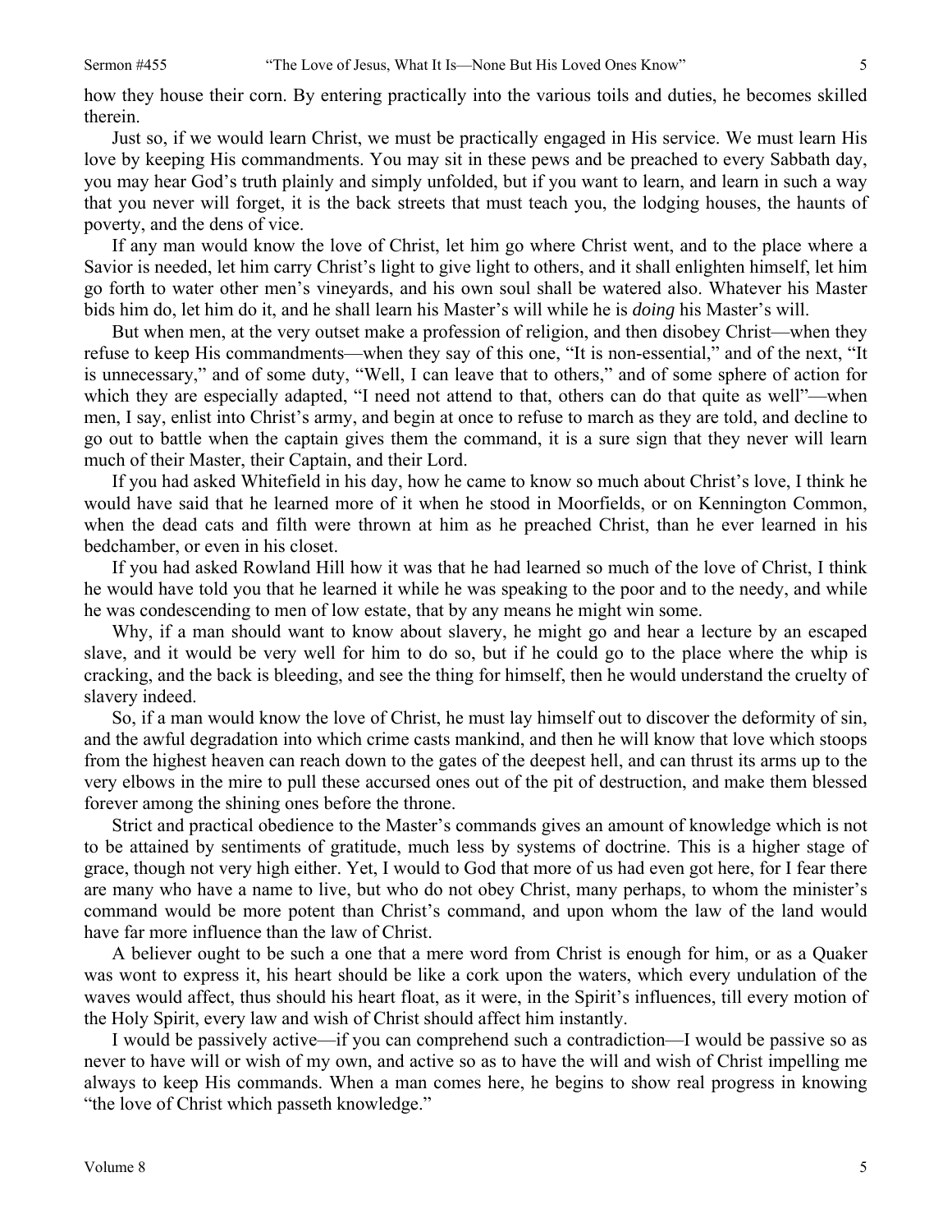how they house their corn. By entering practically into the various toils and duties, he becomes skilled therein.

Just so, if we would learn Christ, we must be practically engaged in His service. We must learn His love by keeping His commandments. You may sit in these pews and be preached to every Sabbath day, you may hear God's truth plainly and simply unfolded, but if you want to learn, and learn in such a way that you never will forget, it is the back streets that must teach you, the lodging houses, the haunts of poverty, and the dens of vice.

If any man would know the love of Christ, let him go where Christ went, and to the place where a Savior is needed, let him carry Christ's light to give light to others, and it shall enlighten himself, let him go forth to water other men's vineyards, and his own soul shall be watered also. Whatever his Master bids him do, let him do it, and he shall learn his Master's will while he is *doing* his Master's will.

But when men, at the very outset make a profession of religion, and then disobey Christ—when they refuse to keep His commandments—when they say of this one, "It is non-essential," and of the next, "It is unnecessary," and of some duty, "Well, I can leave that to others," and of some sphere of action for which they are especially adapted, "I need not attend to that, others can do that quite as well"—when men, I say, enlist into Christ's army, and begin at once to refuse to march as they are told, and decline to go out to battle when the captain gives them the command, it is a sure sign that they never will learn much of their Master, their Captain, and their Lord.

If you had asked Whitefield in his day, how he came to know so much about Christ's love, I think he would have said that he learned more of it when he stood in Moorfields, or on Kennington Common, when the dead cats and filth were thrown at him as he preached Christ, than he ever learned in his bedchamber, or even in his closet.

If you had asked Rowland Hill how it was that he had learned so much of the love of Christ, I think he would have told you that he learned it while he was speaking to the poor and to the needy, and while he was condescending to men of low estate, that by any means he might win some.

Why, if a man should want to know about slavery, he might go and hear a lecture by an escaped slave, and it would be very well for him to do so, but if he could go to the place where the whip is cracking, and the back is bleeding, and see the thing for himself, then he would understand the cruelty of slavery indeed.

So, if a man would know the love of Christ, he must lay himself out to discover the deformity of sin, and the awful degradation into which crime casts mankind, and then he will know that love which stoops from the highest heaven can reach down to the gates of the deepest hell, and can thrust its arms up to the very elbows in the mire to pull these accursed ones out of the pit of destruction, and make them blessed forever among the shining ones before the throne.

Strict and practical obedience to the Master's commands gives an amount of knowledge which is not to be attained by sentiments of gratitude, much less by systems of doctrine. This is a higher stage of grace, though not very high either. Yet, I would to God that more of us had even got here, for I fear there are many who have a name to live, but who do not obey Christ, many perhaps, to whom the minister's command would be more potent than Christ's command, and upon whom the law of the land would have far more influence than the law of Christ.

A believer ought to be such a one that a mere word from Christ is enough for him, or as a Quaker was wont to express it, his heart should be like a cork upon the waters, which every undulation of the waves would affect, thus should his heart float, as it were, in the Spirit's influences, till every motion of the Holy Spirit, every law and wish of Christ should affect him instantly.

I would be passively active—if you can comprehend such a contradiction—I would be passive so as never to have will or wish of my own, and active so as to have the will and wish of Christ impelling me always to keep His commands. When a man comes here, he begins to show real progress in knowing "the love of Christ which passeth knowledge."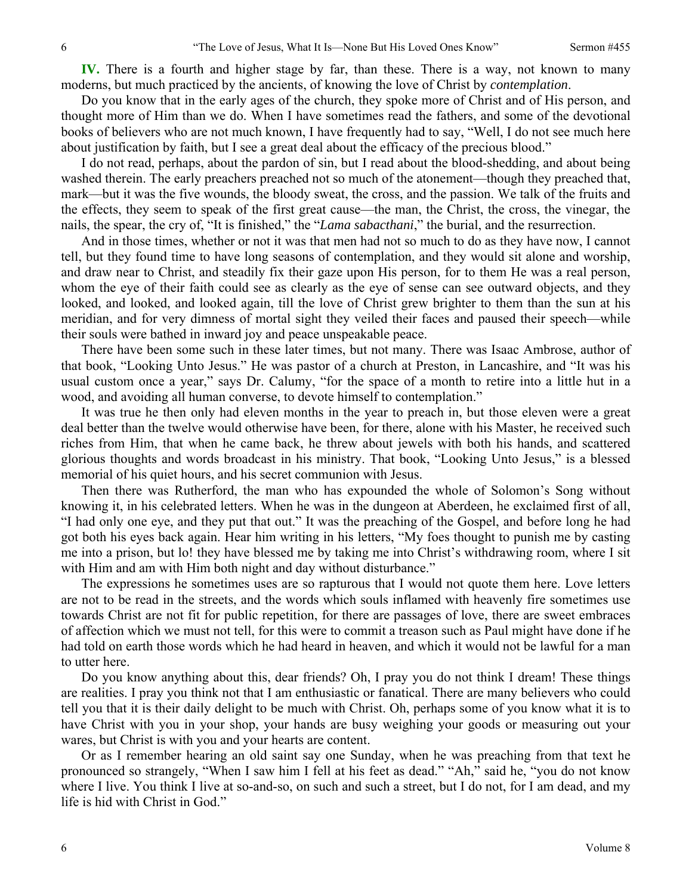**IV.** There is a fourth and higher stage by far, than these. There is a way, not known to many moderns, but much practiced by the ancients, of knowing the love of Christ by *contemplation*.

Do you know that in the early ages of the church, they spoke more of Christ and of His person, and thought more of Him than we do. When I have sometimes read the fathers, and some of the devotional books of believers who are not much known, I have frequently had to say, "Well, I do not see much here about justification by faith, but I see a great deal about the efficacy of the precious blood."

I do not read, perhaps, about the pardon of sin, but I read about the blood-shedding, and about being washed therein. The early preachers preached not so much of the atonement—though they preached that, mark—but it was the five wounds, the bloody sweat, the cross, and the passion. We talk of the fruits and the effects, they seem to speak of the first great cause—the man, the Christ, the cross, the vinegar, the nails, the spear, the cry of, "It is finished," the "*Lama sabacthani*," the burial, and the resurrection.

And in those times, whether or not it was that men had not so much to do as they have now, I cannot tell, but they found time to have long seasons of contemplation, and they would sit alone and worship, and draw near to Christ, and steadily fix their gaze upon His person, for to them He was a real person, whom the eye of their faith could see as clearly as the eye of sense can see outward objects, and they looked, and looked, and looked again, till the love of Christ grew brighter to them than the sun at his meridian, and for very dimness of mortal sight they veiled their faces and paused their speech—while their souls were bathed in inward joy and peace unspeakable peace.

There have been some such in these later times, but not many. There was Isaac Ambrose, author of that book, "Looking Unto Jesus." He was pastor of a church at Preston, in Lancashire, and "It was his usual custom once a year," says Dr. Calumy, "for the space of a month to retire into a little hut in a wood, and avoiding all human converse, to devote himself to contemplation."

It was true he then only had eleven months in the year to preach in, but those eleven were a great deal better than the twelve would otherwise have been, for there, alone with his Master, he received such riches from Him, that when he came back, he threw about jewels with both his hands, and scattered glorious thoughts and words broadcast in his ministry. That book, "Looking Unto Jesus," is a blessed memorial of his quiet hours, and his secret communion with Jesus.

Then there was Rutherford, the man who has expounded the whole of Solomon's Song without knowing it, in his celebrated letters. When he was in the dungeon at Aberdeen, he exclaimed first of all, "I had only one eye, and they put that out." It was the preaching of the Gospel, and before long he had got both his eyes back again. Hear him writing in his letters, "My foes thought to punish me by casting me into a prison, but lo! they have blessed me by taking me into Christ's withdrawing room, where I sit with Him and am with Him both night and day without disturbance."

The expressions he sometimes uses are so rapturous that I would not quote them here. Love letters are not to be read in the streets, and the words which souls inflamed with heavenly fire sometimes use towards Christ are not fit for public repetition, for there are passages of love, there are sweet embraces of affection which we must not tell, for this were to commit a treason such as Paul might have done if he had told on earth those words which he had heard in heaven, and which it would not be lawful for a man to utter here.

Do you know anything about this, dear friends? Oh, I pray you do not think I dream! These things are realities. I pray you think not that I am enthusiastic or fanatical. There are many believers who could tell you that it is their daily delight to be much with Christ. Oh, perhaps some of you know what it is to have Christ with you in your shop, your hands are busy weighing your goods or measuring out your wares, but Christ is with you and your hearts are content.

Or as I remember hearing an old saint say one Sunday, when he was preaching from that text he pronounced so strangely, "When I saw him I fell at his feet as dead." "Ah," said he, "you do not know where I live. You think I live at so-and-so, on such and such a street, but I do not, for I am dead, and my life is hid with Christ in God."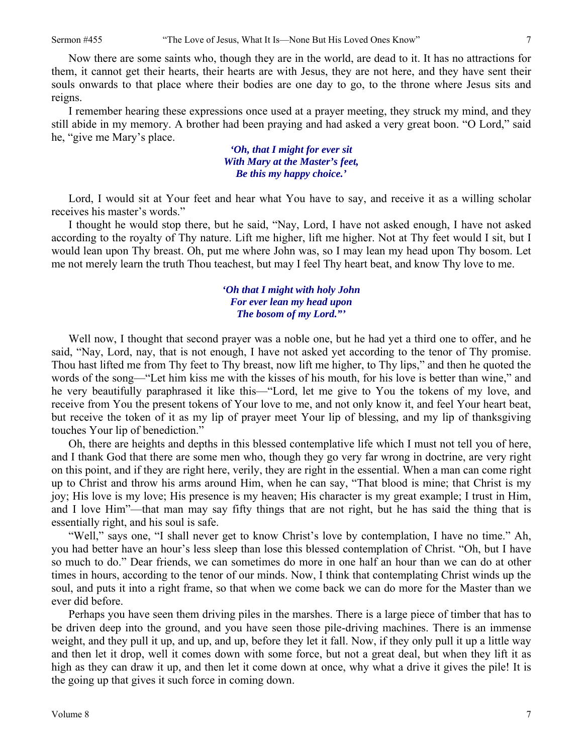Now there are some saints who, though they are in the world, are dead to it. It has no attractions for them, it cannot get their hearts, their hearts are with Jesus, they are not here, and they have sent their souls onwards to that place where their bodies are one day to go, to the throne where Jesus sits and reigns.

I remember hearing these expressions once used at a prayer meeting, they struck my mind, and they still abide in my memory. A brother had been praying and had asked a very great boon. "O Lord," said he, "give me Mary's place.

> *'Oh, that I might for ever sit*
> *With Mary at the Master's feet,*
> *Be this my happy choice.'*

Lord, I would sit at Your feet and hear what You have to say, and receive it as a willing scholar receives his master's words."

I thought he would stop there, but he said, "Nay, Lord, I have not asked enough, I have not asked according to the royalty of Thy nature. Lift me higher, lift me higher. Not at Thy feet would I sit, but I would lean upon Thy breast. Oh, put me where John was, so I may lean my head upon Thy bosom. Let me not merely learn the truth Thou teachest, but may I feel Thy heart beat, and know Thy love to me.

> *'Oh that I might with holy John*
> *For ever lean my head upon*
> *The bosom of my Lord."'*

Well now, I thought that second prayer was a noble one, but he had yet a third one to offer, and he said, "Nay, Lord, nay, that is not enough, I have not asked yet according to the tenor of Thy promise. Thou hast lifted me from Thy feet to Thy breast, now lift me higher, to Thy lips," and then he quoted the words of the song—"Let him kiss me with the kisses of his mouth, for his love is better than wine," and he very beautifully paraphrased it like this—"Lord, let me give to You the tokens of my love, and receive from You the present tokens of Your love to me, and not only know it, and feel Your heart beat, but receive the token of it as my lip of prayer meet Your lip of blessing, and my lip of thanksgiving touches Your lip of benediction."

Oh, there are heights and depths in this blessed contemplative life which I must not tell you of here, and I thank God that there are some men who, though they go very far wrong in doctrine, are very right on this point, and if they are right here, verily, they are right in the essential. When a man can come right up to Christ and throw his arms around Him, when he can say, "That blood is mine; that Christ is my joy; His love is my love; His presence is my heaven; His character is my great example; I trust in Him, and I love Him"—that man may say fifty things that are not right, but he has said the thing that is essentially right, and his soul is safe.

"Well," says one, "I shall never get to know Christ's love by contemplation, I have no time." Ah, you had better have an hour's less sleep than lose this blessed contemplation of Christ. "Oh, but I have so much to do." Dear friends, we can sometimes do more in one half an hour than we can do at other times in hours, according to the tenor of our minds. Now, I think that contemplating Christ winds up the soul, and puts it into a right frame, so that when we come back we can do more for the Master than we ever did before.

Perhaps you have seen them driving piles in the marshes. There is a large piece of timber that has to be driven deep into the ground, and you have seen those pile-driving machines. There is an immense weight, and they pull it up, and up, and up, before they let it fall. Now, if they only pull it up a little way and then let it drop, well it comes down with some force, but not a great deal, but when they lift it as high as they can draw it up, and then let it come down at once, why what a drive it gives the pile! It is the going up that gives it such force in coming down.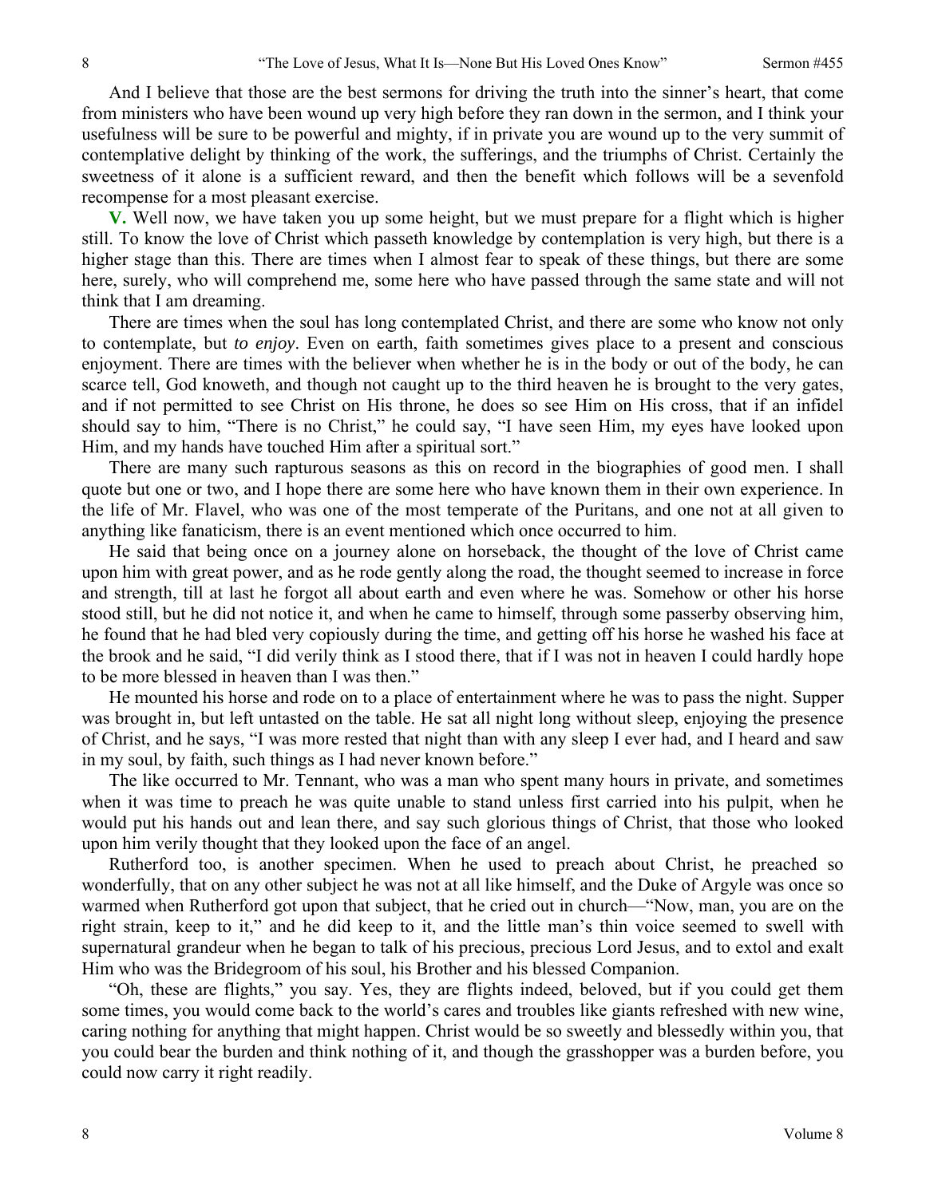And I believe that those are the best sermons for driving the truth into the sinner's heart, that come from ministers who have been wound up very high before they ran down in the sermon, and I think your usefulness will be sure to be powerful and mighty, if in private you are wound up to the very summit of contemplative delight by thinking of the work, the sufferings, and the triumphs of Christ. Certainly the sweetness of it alone is a sufficient reward, and then the benefit which follows will be a sevenfold recompense for a most pleasant exercise.

**V.** Well now, we have taken you up some height, but we must prepare for a flight which is higher still. To know the love of Christ which passeth knowledge by contemplation is very high, but there is a higher stage than this. There are times when I almost fear to speak of these things, but there are some here, surely, who will comprehend me, some here who have passed through the same state and will not think that I am dreaming.

There are times when the soul has long contemplated Christ, and there are some who know not only to contemplate, but *to enjoy*. Even on earth, faith sometimes gives place to a present and conscious enjoyment. There are times with the believer when whether he is in the body or out of the body, he can scarce tell, God knoweth, and though not caught up to the third heaven he is brought to the very gates, and if not permitted to see Christ on His throne, he does so see Him on His cross, that if an infidel should say to him, "There is no Christ," he could say, "I have seen Him, my eyes have looked upon Him, and my hands have touched Him after a spiritual sort."

There are many such rapturous seasons as this on record in the biographies of good men. I shall quote but one or two, and I hope there are some here who have known them in their own experience. In the life of Mr. Flavel, who was one of the most temperate of the Puritans, and one not at all given to anything like fanaticism, there is an event mentioned which once occurred to him.

He said that being once on a journey alone on horseback, the thought of the love of Christ came upon him with great power, and as he rode gently along the road, the thought seemed to increase in force and strength, till at last he forgot all about earth and even where he was. Somehow or other his horse stood still, but he did not notice it, and when he came to himself, through some passerby observing him, he found that he had bled very copiously during the time, and getting off his horse he washed his face at the brook and he said, "I did verily think as I stood there, that if I was not in heaven I could hardly hope to be more blessed in heaven than I was then."

He mounted his horse and rode on to a place of entertainment where he was to pass the night. Supper was brought in, but left untasted on the table. He sat all night long without sleep, enjoying the presence of Christ, and he says, "I was more rested that night than with any sleep I ever had, and I heard and saw in my soul, by faith, such things as I had never known before."

The like occurred to Mr. Tennant, who was a man who spent many hours in private, and sometimes when it was time to preach he was quite unable to stand unless first carried into his pulpit, when he would put his hands out and lean there, and say such glorious things of Christ, that those who looked upon him verily thought that they looked upon the face of an angel.

Rutherford too, is another specimen. When he used to preach about Christ, he preached so wonderfully, that on any other subject he was not at all like himself, and the Duke of Argyle was once so warmed when Rutherford got upon that subject, that he cried out in church—"Now, man, you are on the right strain, keep to it," and he did keep to it, and the little man's thin voice seemed to swell with supernatural grandeur when he began to talk of his precious, precious Lord Jesus, and to extol and exalt Him who was the Bridegroom of his soul, his Brother and his blessed Companion.

"Oh, these are flights," you say. Yes, they are flights indeed, beloved, but if you could get them some times, you would come back to the world's cares and troubles like giants refreshed with new wine, caring nothing for anything that might happen. Christ would be so sweetly and blessedly within you, that you could bear the burden and think nothing of it, and though the grasshopper was a burden before, you could now carry it right readily.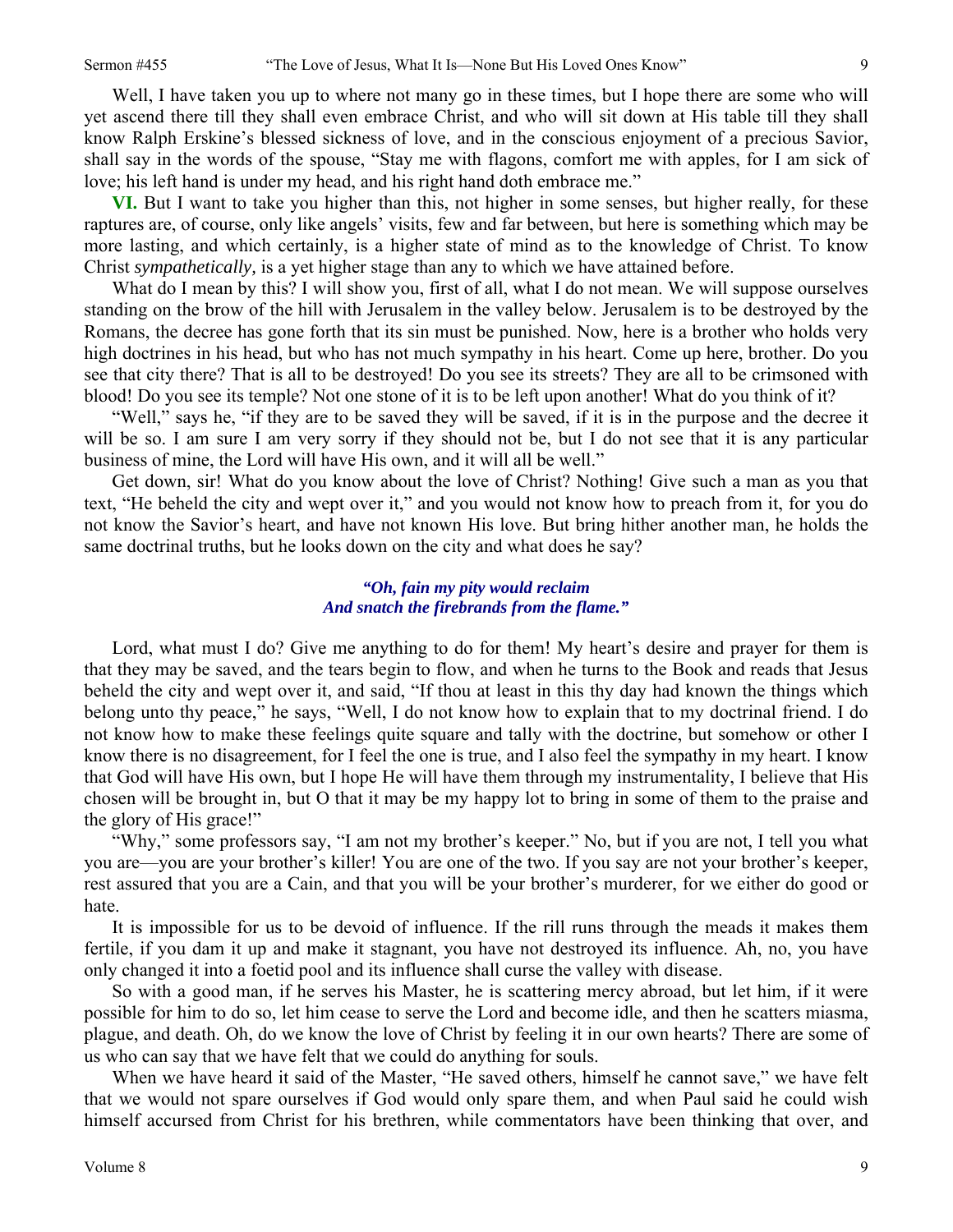Well, I have taken you up to where not many go in these times, but I hope there are some who will yet ascend there till they shall even embrace Christ, and who will sit down at His table till they shall know Ralph Erskine's blessed sickness of love, and in the conscious enjoyment of a precious Savior, shall say in the words of the spouse, "Stay me with flagons, comfort me with apples, for I am sick of love; his left hand is under my head, and his right hand doth embrace me."

**VI.** But I want to take you higher than this, not higher in some senses, but higher really, for these raptures are, of course, only like angels' visits, few and far between, but here is something which may be more lasting, and which certainly, is a higher state of mind as to the knowledge of Christ. To know Christ *sympathetically,* is a yet higher stage than any to which we have attained before.

What do I mean by this? I will show you, first of all, what I do not mean. We will suppose ourselves standing on the brow of the hill with Jerusalem in the valley below. Jerusalem is to be destroyed by the Romans, the decree has gone forth that its sin must be punished. Now, here is a brother who holds very high doctrines in his head, but who has not much sympathy in his heart. Come up here, brother. Do you see that city there? That is all to be destroyed! Do you see its streets? They are all to be crimsoned with blood! Do you see its temple? Not one stone of it is to be left upon another! What do you think of it?

"Well," says he, "if they are to be saved they will be saved, if it is in the purpose and the decree it will be so. I am sure I am very sorry if they should not be, but I do not see that it is any particular business of mine, the Lord will have His own, and it will all be well."

Get down, sir! What do you know about the love of Christ? Nothing! Give such a man as you that text, "He beheld the city and wept over it," and you would not know how to preach from it, for you do not know the Savior's heart, and have not known His love. But bring hither another man, he holds the same doctrinal truths, but he looks down on the city and what does he say?

*"Oh, fain my pity would reclaim*
*And snatch the firebrands from the flame."*

Lord, what must I do? Give me anything to do for them! My heart's desire and prayer for them is that they may be saved, and the tears begin to flow, and when he turns to the Book and reads that Jesus beheld the city and wept over it, and said, "If thou at least in this thy day had known the things which belong unto thy peace," he says, "Well, I do not know how to explain that to my doctrinal friend. I do not know how to make these feelings quite square and tally with the doctrine, but somehow or other I know there is no disagreement, for I feel the one is true, and I also feel the sympathy in my heart. I know that God will have His own, but I hope He will have them through my instrumentality, I believe that His chosen will be brought in, but O that it may be my happy lot to bring in some of them to the praise and the glory of His grace!"

"Why," some professors say, "I am not my brother's keeper." No, but if you are not, I tell you what you are—you are your brother's killer! You are one of the two. If you say are not your brother's keeper, rest assured that you are a Cain, and that you will be your brother's murderer, for we either do good or hate.

It is impossible for us to be devoid of influence. If the rill runs through the meads it makes them fertile, if you dam it up and make it stagnant, you have not destroyed its influence. Ah, no, you have only changed it into a foetid pool and its influence shall curse the valley with disease.

So with a good man, if he serves his Master, he is scattering mercy abroad, but let him, if it were possible for him to do so, let him cease to serve the Lord and become idle, and then he scatters miasma, plague, and death. Oh, do we know the love of Christ by feeling it in our own hearts? There are some of us who can say that we have felt that we could do anything for souls.

When we have heard it said of the Master, "He saved others, himself he cannot save," we have felt that we would not spare ourselves if God would only spare them, and when Paul said he could wish himself accursed from Christ for his brethren, while commentators have been thinking that over, and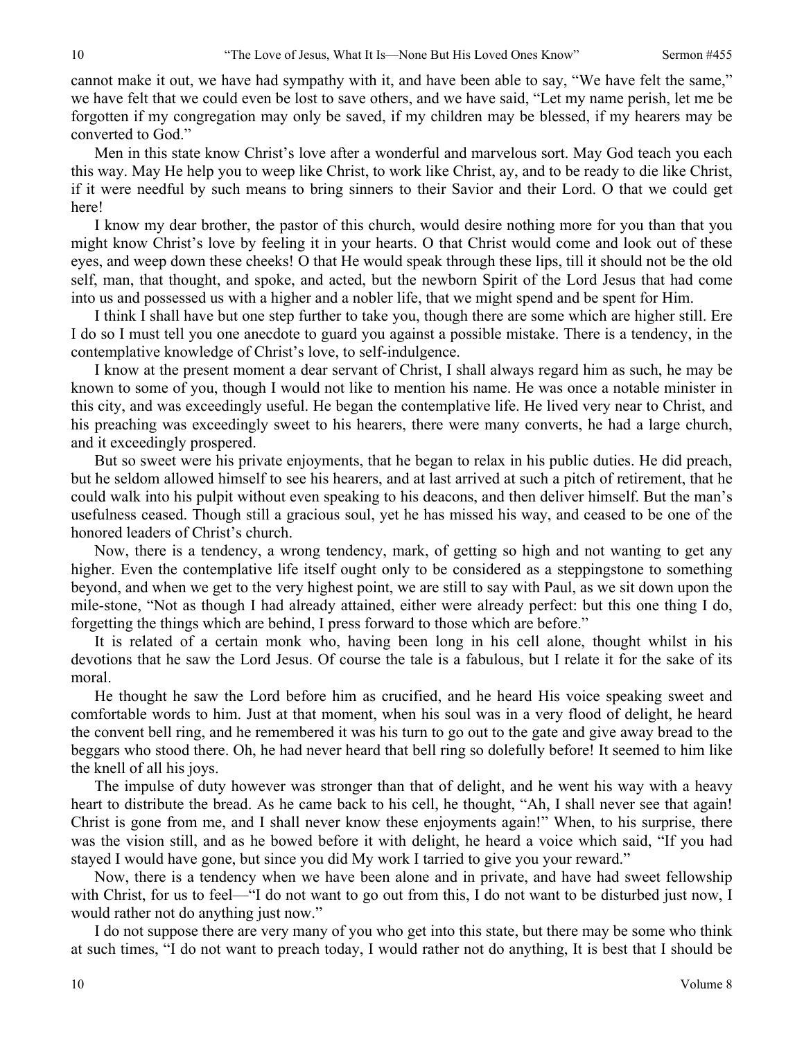cannot make it out, we have had sympathy with it, and have been able to say, "We have felt the same," we have felt that we could even be lost to save others, and we have said, "Let my name perish, let me be forgotten if my congregation may only be saved, if my children may be blessed, if my hearers may be converted to God."

Men in this state know Christ's love after a wonderful and marvelous sort. May God teach you each this way. May He help you to weep like Christ, to work like Christ, ay, and to be ready to die like Christ, if it were needful by such means to bring sinners to their Savior and their Lord. O that we could get here!

I know my dear brother, the pastor of this church, would desire nothing more for you than that you might know Christ's love by feeling it in your hearts. O that Christ would come and look out of these eyes, and weep down these cheeks! O that He would speak through these lips, till it should not be the old self, man, that thought, and spoke, and acted, but the newborn Spirit of the Lord Jesus that had come into us and possessed us with a higher and a nobler life, that we might spend and be spent for Him.

I think I shall have but one step further to take you, though there are some which are higher still. Ere I do so I must tell you one anecdote to guard you against a possible mistake. There is a tendency, in the contemplative knowledge of Christ's love, to self-indulgence.

I know at the present moment a dear servant of Christ, I shall always regard him as such, he may be known to some of you, though I would not like to mention his name. He was once a notable minister in this city, and was exceedingly useful. He began the contemplative life. He lived very near to Christ, and his preaching was exceedingly sweet to his hearers, there were many converts, he had a large church, and it exceedingly prospered.

But so sweet were his private enjoyments, that he began to relax in his public duties. He did preach, but he seldom allowed himself to see his hearers, and at last arrived at such a pitch of retirement, that he could walk into his pulpit without even speaking to his deacons, and then deliver himself. But the man's usefulness ceased. Though still a gracious soul, yet he has missed his way, and ceased to be one of the honored leaders of Christ's church.

Now, there is a tendency, a wrong tendency, mark, of getting so high and not wanting to get any higher. Even the contemplative life itself ought only to be considered as a steppingstone to something beyond, and when we get to the very highest point, we are still to say with Paul, as we sit down upon the mile-stone, "Not as though I had already attained, either were already perfect: but this one thing I do, forgetting the things which are behind, I press forward to those which are before."

It is related of a certain monk who, having been long in his cell alone, thought whilst in his devotions that he saw the Lord Jesus. Of course the tale is a fabulous, but I relate it for the sake of its moral.

He thought he saw the Lord before him as crucified, and he heard His voice speaking sweet and comfortable words to him. Just at that moment, when his soul was in a very flood of delight, he heard the convent bell ring, and he remembered it was his turn to go out to the gate and give away bread to the beggars who stood there. Oh, he had never heard that bell ring so dolefully before! It seemed to him like the knell of all his joys.

The impulse of duty however was stronger than that of delight, and he went his way with a heavy heart to distribute the bread. As he came back to his cell, he thought, "Ah, I shall never see that again! Christ is gone from me, and I shall never know these enjoyments again!" When, to his surprise, there was the vision still, and as he bowed before it with delight, he heard a voice which said, "If you had stayed I would have gone, but since you did My work I tarried to give you your reward."

Now, there is a tendency when we have been alone and in private, and have had sweet fellowship with Christ, for us to feel—"I do not want to go out from this, I do not want to be disturbed just now, I would rather not do anything just now."

I do not suppose there are very many of you who get into this state, but there may be some who think at such times, "I do not want to preach today, I would rather not do anything, It is best that I should be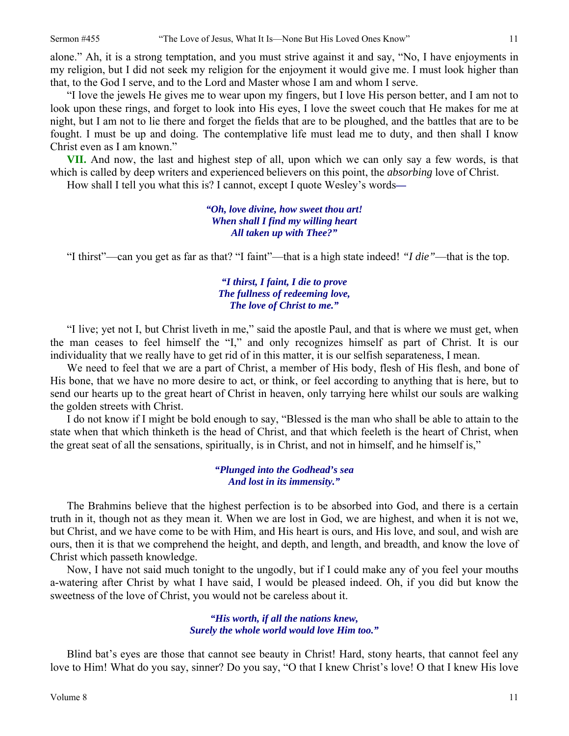alone." Ah, it is a strong temptation, and you must strive against it and say, "No, I have enjoyments in my religion, but I did not seek my religion for the enjoyment it would give me. I must look higher than that, to the God I serve, and to the Lord and Master whose I am and whom I serve.

"I love the jewels He gives me to wear upon my fingers, but I love His person better, and I am not to look upon these rings, and forget to look into His eyes, I love the sweet couch that He makes for me at night, but I am not to lie there and forget the fields that are to be ploughed, and the battles that are to be fought. I must be up and doing. The contemplative life must lead me to duty, and then shall I know Christ even as I am known."

**VII.** And now, the last and highest step of all, upon which we can only say a few words, is that which is called by deep writers and experienced believers on this point, the *absorbing* love of Christ.

How shall I tell you what this is? I cannot, except I quote Wesley's words**—**

> ***"Oh, love divine, how sweet thou art!***
> ***When shall I find my willing heart***
> ***All taken up with Thee?"***

"I thirst"—can you get as far as that? "I faint"—that is a high state indeed! *"I die"*—that is the top.

> ***"I thirst, I faint, I die to prove***
> ***The fullness of redeeming love,***
> ***The love of Christ to me."***

"I live; yet not I, but Christ liveth in me," said the apostle Paul, and that is where we must get, when the man ceases to feel himself the "I," and only recognizes himself as part of Christ. It is our individuality that we really have to get rid of in this matter, it is our selfish separateness, I mean.

We need to feel that we are a part of Christ, a member of His body, flesh of His flesh, and bone of His bone, that we have no more desire to act, or think, or feel according to anything that is here, but to send our hearts up to the great heart of Christ in heaven, only tarrying here whilst our souls are walking the golden streets with Christ.

I do not know if I might be bold enough to say, "Blessed is the man who shall be able to attain to the state when that which thinketh is the head of Christ, and that which feeleth is the heart of Christ, when the great seat of all the sensations, spiritually, is in Christ, and not in himself, and he himself is,"

> ***"Plunged into the Godhead's sea***
> ***And lost in its immensity."***

The Brahmins believe that the highest perfection is to be absorbed into God, and there is a certain truth in it, though not as they mean it. When we are lost in God, we are highest, and when it is not we, but Christ, and we have come to be with Him, and His heart is ours, and His love, and soul, and wish are ours, then it is that we comprehend the height, and depth, and length, and breadth, and know the love of Christ which passeth knowledge.

Now, I have not said much tonight to the ungodly, but if I could make any of you feel your mouths a-watering after Christ by what I have said, I would be pleased indeed. Oh, if you did but know the sweetness of the love of Christ, you would not be careless about it.

> ***"His worth, if all the nations knew,***
> ***Surely the whole world would love Him too."***

Blind bat's eyes are those that cannot see beauty in Christ! Hard, stony hearts, that cannot feel any love to Him! What do you say, sinner? Do you say, "O that I knew Christ's love! O that I knew His love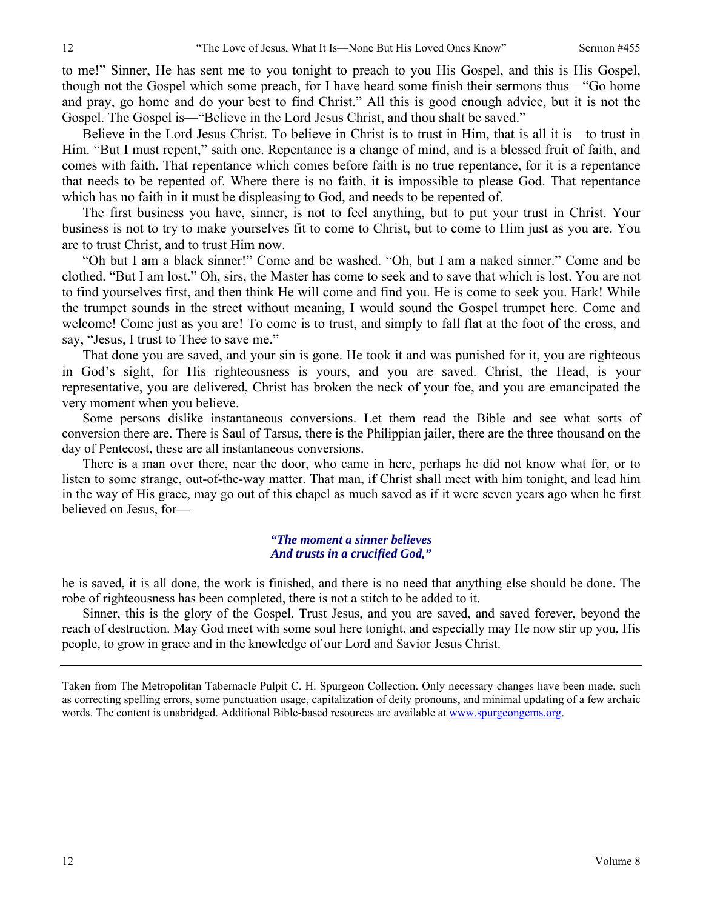to me!" Sinner, He has sent me to you tonight to preach to you His Gospel, and this is His Gospel, though not the Gospel which some preach, for I have heard some finish their sermons thus—"Go home and pray, go home and do your best to find Christ." All this is good enough advice, but it is not the Gospel. The Gospel is—"Believe in the Lord Jesus Christ, and thou shalt be saved."

Believe in the Lord Jesus Christ. To believe in Christ is to trust in Him, that is all it is—to trust in Him. "But I must repent," saith one. Repentance is a change of mind, and is a blessed fruit of faith, and comes with faith. That repentance which comes before faith is no true repentance, for it is a repentance that needs to be repented of. Where there is no faith, it is impossible to please God. That repentance which has no faith in it must be displeasing to God, and needs to be repented of.

The first business you have, sinner, is not to feel anything, but to put your trust in Christ. Your business is not to try to make yourselves fit to come to Christ, but to come to Him just as you are. You are to trust Christ, and to trust Him now.

"Oh but I am a black sinner!" Come and be washed. "Oh, but I am a naked sinner." Come and be clothed. "But I am lost." Oh, sirs, the Master has come to seek and to save that which is lost. You are not to find yourselves first, and then think He will come and find you. He is come to seek you. Hark! While the trumpet sounds in the street without meaning, I would sound the Gospel trumpet here. Come and welcome! Come just as you are! To come is to trust, and simply to fall flat at the foot of the cross, and say, "Jesus, I trust to Thee to save me."

That done you are saved, and your sin is gone. He took it and was punished for it, you are righteous in God's sight, for His righteousness is yours, and you are saved. Christ, the Head, is your representative, you are delivered, Christ has broken the neck of your foe, and you are emancipated the very moment when you believe.

Some persons dislike instantaneous conversions. Let them read the Bible and see what sorts of conversion there are. There is Saul of Tarsus, there is the Philippian jailer, there are the three thousand on the day of Pentecost, these are all instantaneous conversions.

There is a man over there, near the door, who came in here, perhaps he did not know what for, or to listen to some strange, out-of-the-way matter. That man, if Christ shall meet with him tonight, and lead him in the way of His grace, may go out of this chapel as much saved as if it were seven years ago when he first believed on Jesus, for—

> ***"The moment a sinner believes***
> ***And trusts in a crucified God,"***

he is saved, it is all done, the work is finished, and there is no need that anything else should be done. The robe of righteousness has been completed, there is not a stitch to be added to it.

Sinner, this is the glory of the Gospel. Trust Jesus, and you are saved, and saved forever, beyond the reach of destruction. May God meet with some soul here tonight, and especially may He now stir up you, His people, to grow in grace and in the knowledge of our Lord and Savior Jesus Christ.

---

Taken from The Metropolitan Tabernacle Pulpit C. H. Spurgeon Collection. Only necessary changes have been made, such as correcting spelling errors, some punctuation usage, capitalization of deity pronouns, and minimal updating of a few archaic words. The content is unabridged. Additional Bible-based resources are available at www.spurgeongems.org.